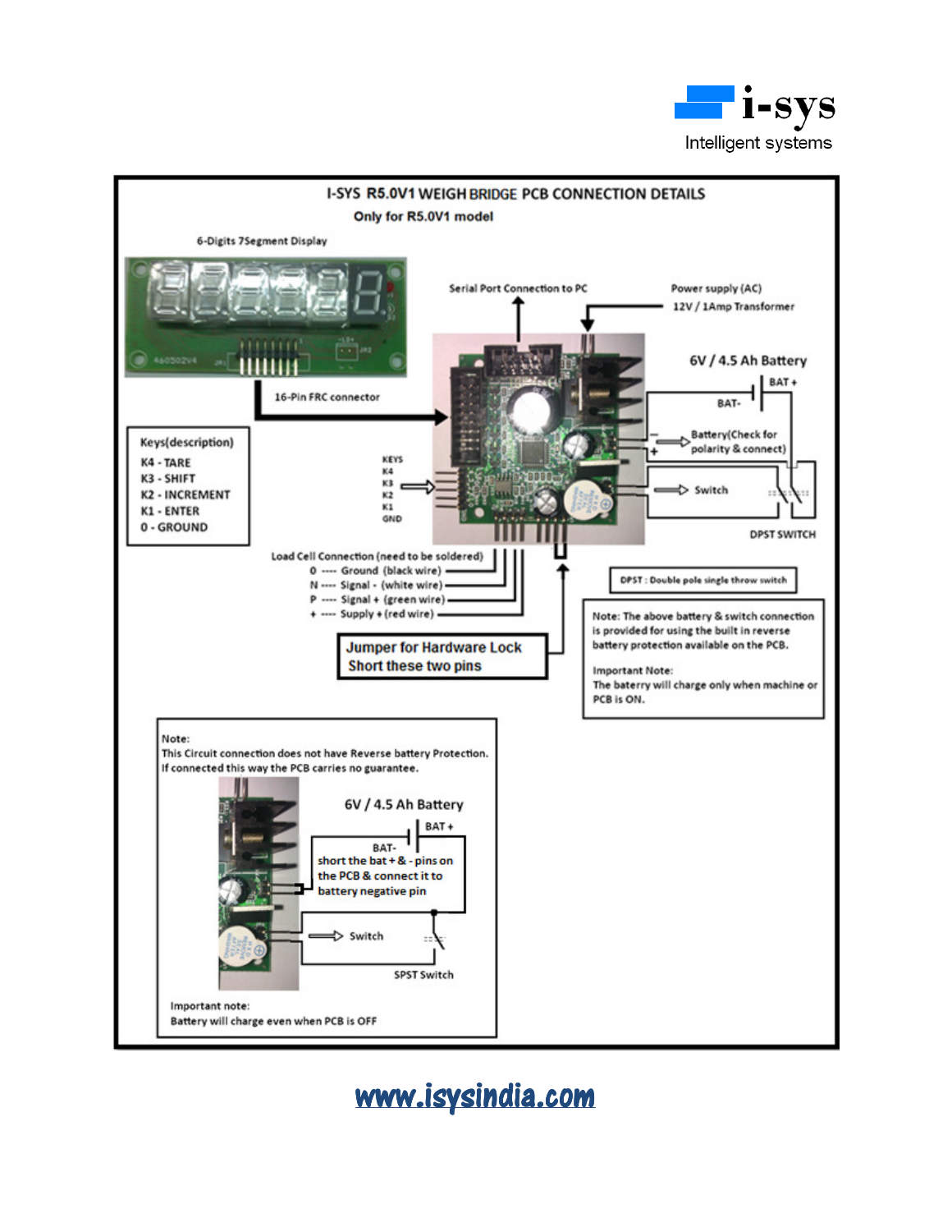i-sys
Intelligent systems

# I-SYS R5.0V1 WEIGH BRIDGE PCB CONNECTION DETAILS

**Only for R5.0V1 model**

6-Digits 7Segment Display

16-Pin FRC connector

Serial Port Connection to PC

Power supply (AC)
12V / 1Amp Transformer

6V / 4.5 Ah Battery

BAT +

BAT-

Battery(Check for polarity & connect)

Switch

DPST SWITCH

**Keys(description)**

- K4 - TARE
- K3 - SHIFT
- K2 - INCREMENT
- K1 - ENTER
- 0 - GROUND

KEYS
K4
K3
K2
K1
GND

Load Cell Connection (need to be soldered)

- 0 ---- Ground (black wire)
- N ---- Signal - (white wire)
- P ---- Signal + (green wire)
- + ---- Supply + (red wire)

**Jumper for Hardware Lock**
**Short these two pins**

DPST : Double pole single throw switch

Note: The above battery & switch connection is provided for using the built in reverse battery protection available on the PCB.

Important Note:
The baterry will charge only when machine or PCB is ON.

Note:
This Circuit connection does not have Reverse battery Protection.
If connected this way the PCB carries no guarantee.

6V / 4.5 Ah Battery

BAT +

BAT-
short the bat + & - pins on the PCB & connect it to battery negative pin

Switch

SPST Switch

Important note:
Battery will charge even when PCB is OFF

www.isysindia.com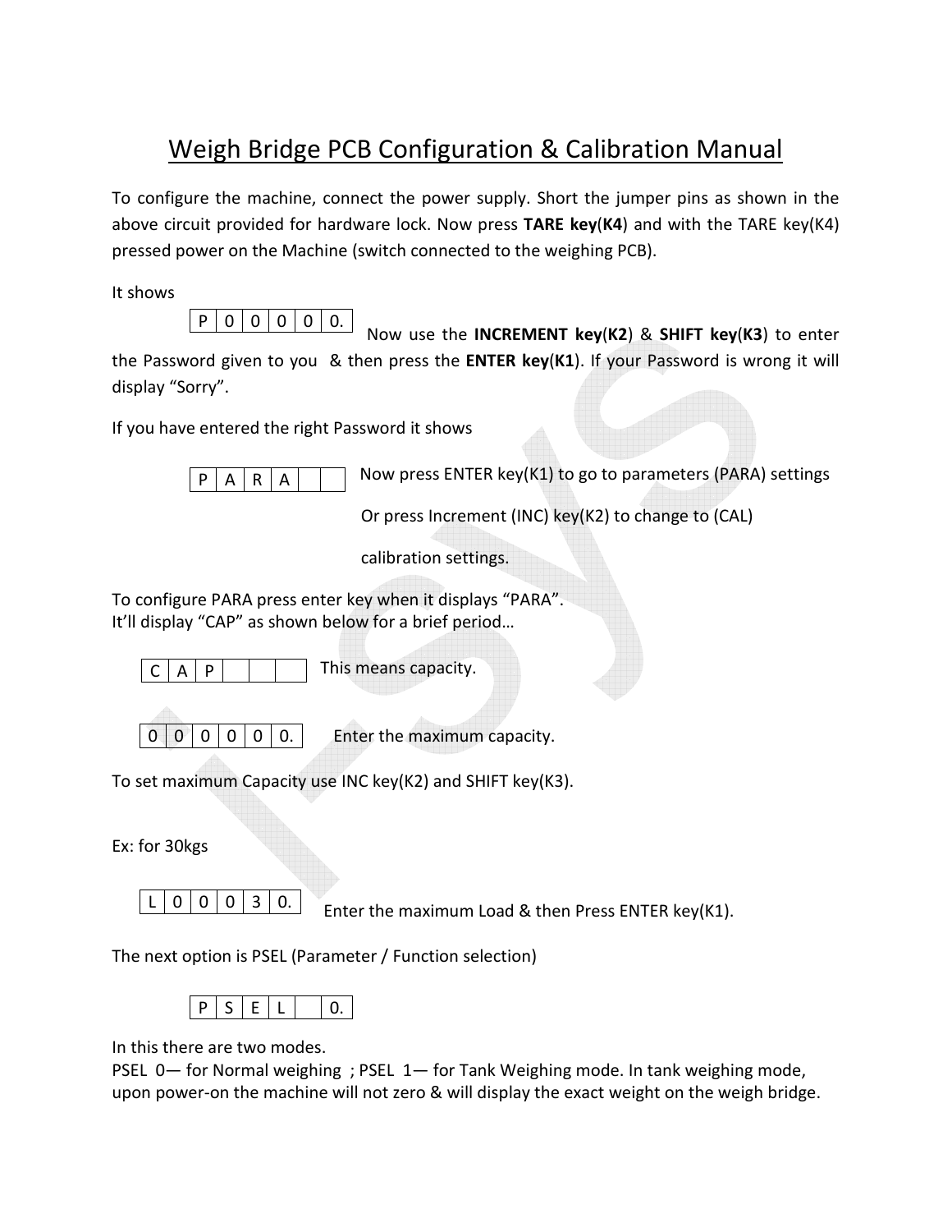# Weigh Bridge PCB Configuration & Calibration Manual

To configure the machine, connect the power supply. Short the jumper pins as shown in the above circuit provided for hardware lock. Now press **TARE key**(**K4**) and with the TARE key(K4) pressed power on the Machine (switch connected to the weighing PCB).

It shows

| P | 0 | 0 | 0 | 0 | 0. |
|---|---|---|---|---|---|

Now use the **INCREMENT key**(**K2**) & **SHIFT key**(**K3**) to enter the Password given to you & then press the **ENTER key**(**K1**). If your Password is wrong it will display "Sorry".

If you have entered the right Password it shows

| P | A | R | A | | |
|---|---|---|---|---|---|

Now press ENTER key(K1) to go to parameters (PARA) settings

Or press Increment (INC) key(K2) to change to (CAL)

calibration settings.

To configure PARA press enter key when it displays "PARA".
It'll display "CAP" as shown below for a brief period…

| C | A | P | | | |
|---|---|---|---|---|---|

This means capacity.

| 0 | 0 | 0 | 0 | 0 | 0. |
|---|---|---|---|---|---|

Enter the maximum capacity.

To set maximum Capacity use INC key(K2) and SHIFT key(K3).

Ex: for 30kgs

| L | 0 | 0 | 0 | 3 | 0. |
|---|---|---|---|---|---|

Enter the maximum Load & then Press ENTER key(K1).

The next option is PSEL (Parameter / Function selection)

| P | S | E | L | | 0. |
|---|---|---|---|---|---|

In this there are two modes.
PSEL 0— for Normal weighing ; PSEL 1— for Tank Weighing mode. In tank weighing mode, upon power-on the machine will not zero & will display the exact weight on the weigh bridge.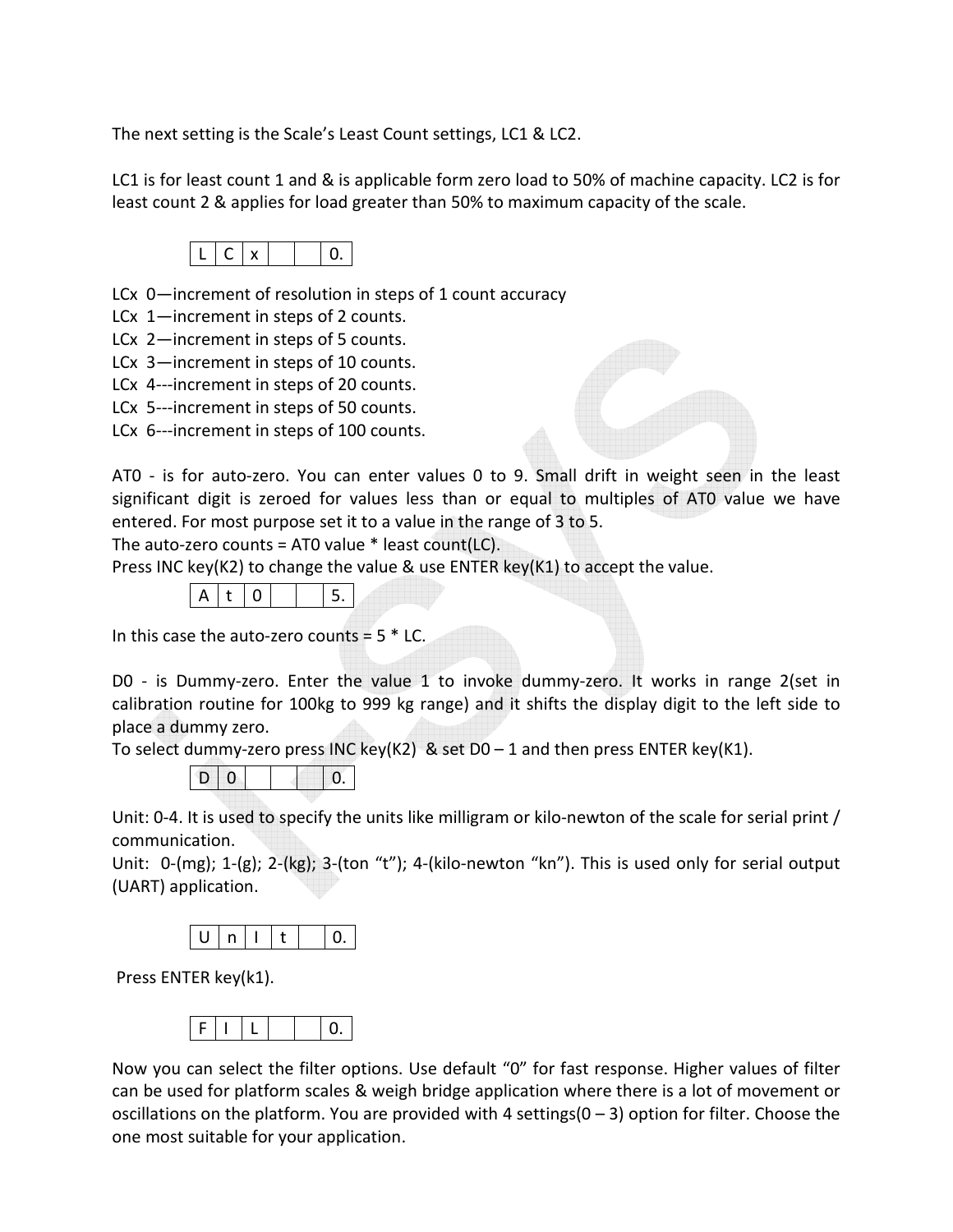The next setting is the Scale's Least Count settings, LC1 & LC2.

LC1 is for least count 1 and & is applicable form zero load to 50% of machine capacity. LC2 is for least count 2 & applies for load greater than 50% to maximum capacity of the scale.

| L | C | x | | | 0. |
|---|---|---|---|---|---|

LCx 0—increment of resolution in steps of 1 count accuracy
LCx 1—increment in steps of 2 counts.
LCx 2—increment in steps of 5 counts.
LCx 3—increment in steps of 10 counts.
LCx 4---increment in steps of 20 counts.
LCx 5---increment in steps of 50 counts.
LCx 6---increment in steps of 100 counts.

AT0 - is for auto-zero. You can enter values 0 to 9. Small drift in weight seen in the least significant digit is zeroed for values less than or equal to multiples of AT0 value we have entered. For most purpose set it to a value in the range of 3 to 5.
The auto-zero counts = AT0 value * least count(LC).
Press INC key(K2) to change the value & use ENTER key(K1) to accept the value.

| A | t | 0 | | | 5. |
|---|---|---|---|---|---|

In this case the auto-zero counts = 5 * LC.

D0 - is Dummy-zero. Enter the value 1 to invoke dummy-zero. It works in range 2(set in calibration routine for 100kg to 999 kg range) and it shifts the display digit to the left side to place a dummy zero.
To select dummy-zero press INC key(K2) & set D0 – 1 and then press ENTER key(K1).

| D | 0 | | | | 0. |
|---|---|---|---|---|---|

Unit: 0-4. It is used to specify the units like milligram or kilo-newton of the scale for serial print / communication.
Unit: 0-(mg); 1-(g); 2-(kg); 3-(ton "t"); 4-(kilo-newton "kn"). This is used only for serial output (UART) application.

| U | n | I | t | | 0. |
|---|---|---|---|---|---|

Press ENTER key(k1).

| F | I | L | | | 0. |
|---|---|---|---|---|---|

Now you can select the filter options. Use default "0" for fast response. Higher values of filter can be used for platform scales & weigh bridge application where there is a lot of movement or oscillations on the platform. You are provided with 4 settings(0 – 3) option for filter. Choose the one most suitable for your application.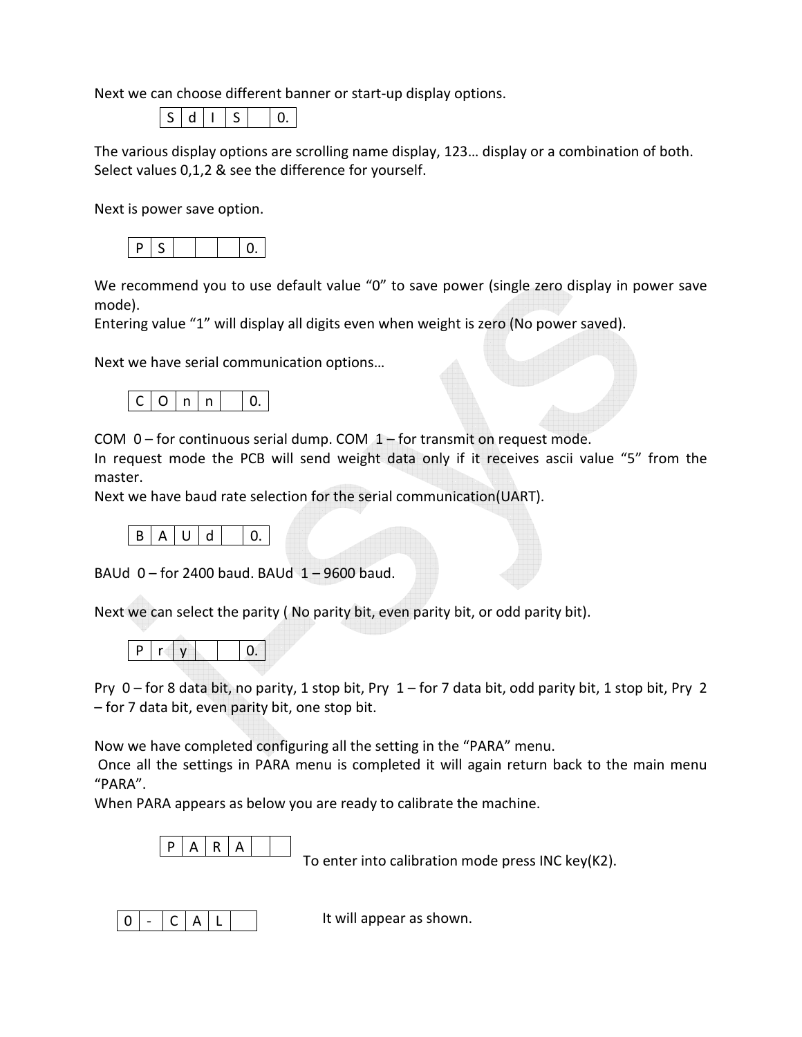Next we can choose different banner or start-up display options.

| S | d | I | S | | 0. |
|---|---|---|---|---|---|

The various display options are scrolling name display, 123… display or a combination of both. Select values 0,1,2 & see the difference for yourself.

Next is power save option.

| P | S | | | | 0. |
|---|---|---|---|---|---|

We recommend you to use default value “0” to save power (single zero display in power save mode).
Entering value “1” will display all digits even when weight is zero (No power saved).

Next we have serial communication options…

| C | O | n | n | | 0. |
|---|---|---|---|---|---|

COM 0 – for continuous serial dump. COM 1 – for transmit on request mode.
In request mode the PCB will send weight data only if it receives ascii value “5” from the master.
Next we have baud rate selection for the serial communication(UART).

| B | A | U | d | | 0. |
|---|---|---|---|---|---|

BAUd 0 – for 2400 baud. BAUd 1 – 9600 baud.

Next we can select the parity ( No parity bit, even parity bit, or odd parity bit).

| P | r | y | | | 0. |
|---|---|---|---|---|---|

Pry 0 – for 8 data bit, no parity, 1 stop bit, Pry 1 – for 7 data bit, odd parity bit, 1 stop bit, Pry 2 – for 7 data bit, even parity bit, one stop bit.

Now we have completed configuring all the setting in the “PARA” menu.
Once all the settings in PARA menu is completed it will again return back to the main menu “PARA”.
When PARA appears as below you are ready to calibrate the machine.

| P | A | R | A | | |
|---|---|---|---|---|---|

To enter into calibration mode press INC key(K2).

| 0 | - | C | A | L | |
|---|---|---|---|---|---|

It will appear as shown.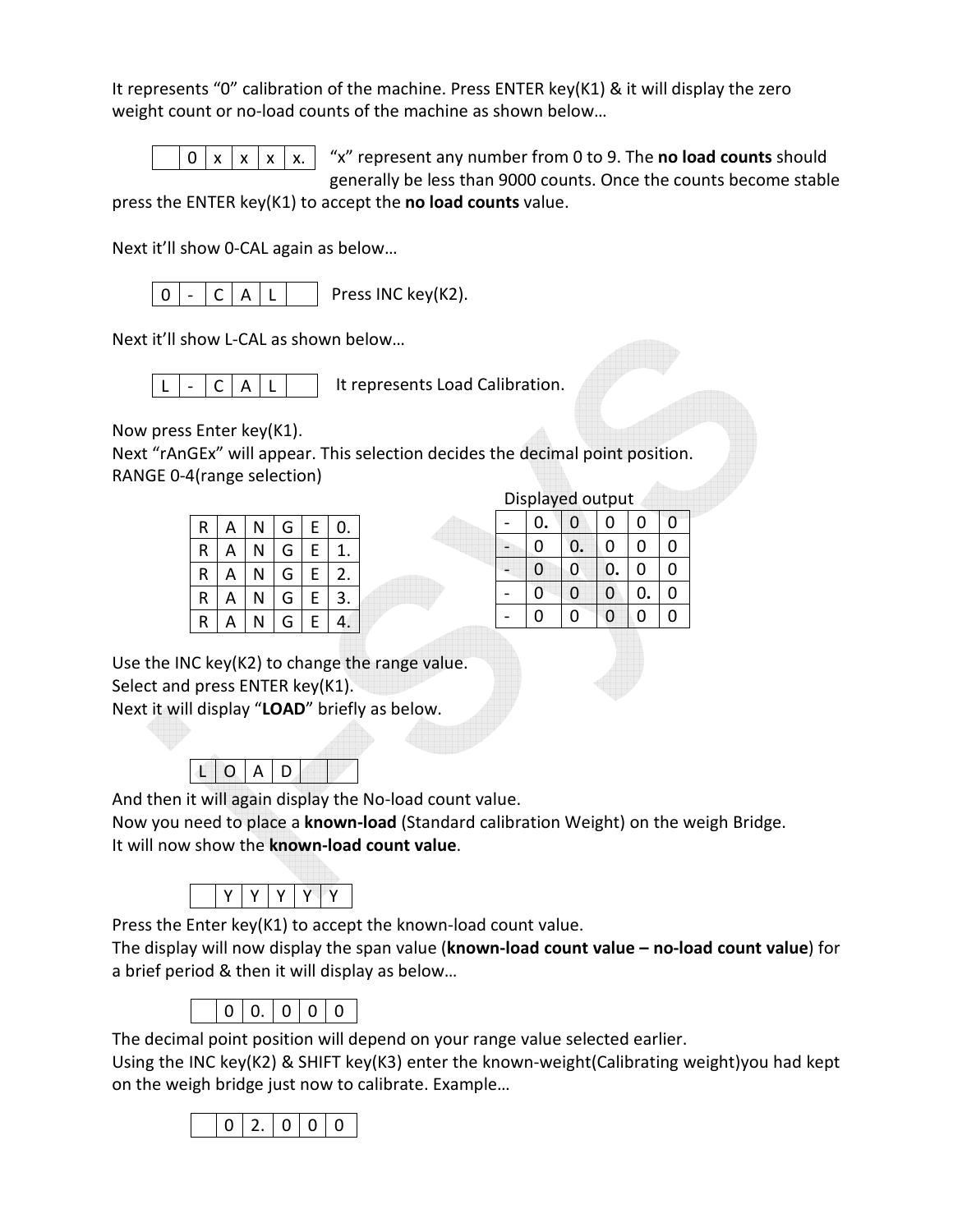It represents "0" calibration of the machine. Press ENTER key(K1) & it will display the zero weight count or no-load counts of the machine as shown below…

|  | 0 | x | x | x | x. |
|---|---|---|---|---|---|

"x" represent any number from 0 to 9. The **no load counts** should generally be less than 9000 counts. Once the counts become stable press the ENTER key(K1) to accept the **no load counts** value.

Next it'll show 0-CAL again as below…

| 0 | - | C | A | L |  |
|---|---|---|---|---|---|

Press INC key(K2).

Next it'll show L-CAL as shown below…

| L | - | C | A | L |  |
|---|---|---|---|---|---|

It represents Load Calibration.

Now press Enter key(K1).
Next "rAnGEx" will appear. This selection decides the decimal point position.
RANGE 0-4(range selection)

| R | A | N | G | E | 0. |
|---|---|---|---|---|---|
| R | A | N | G | E | 1. |
| R | A | N | G | E | 2. |
| R | A | N | G | E | 3. |
| R | A | N | G | E | 4. |

Displayed output

| - | 0. | 0 | 0 | 0 | 0 |
|---|---|---|---|---|---|
| - | 0 | 0. | 0 | 0 | 0 |
| - | 0 | 0 | 0. | 0 | 0 |
| - | 0 | 0 | 0 | 0. | 0 |
| - | 0 | 0 | 0 | 0 | 0 |

Use the INC key(K2) to change the range value.
Select and press ENTER key(K1).
Next it will display "**LOAD**" briefly as below.

| L | O | A | D |  |  |
|---|---|---|---|---|---|

And then it will again display the No-load count value.
Now you need to place a **known-load** (Standard calibration Weight) on the weigh Bridge.
It will now show the **known-load count value**.

|  | Y | Y | Y | Y | Y |
|---|---|---|---|---|---|

Press the Enter key(K1) to accept the known-load count value.
The display will now display the span value (**known-load count value – no-load count value**) for a brief period & then it will display as below…

|  | 0 | 0. | 0 | 0 | 0 |
|---|---|---|---|---|---|

The decimal point position will depend on your range value selected earlier.
Using the INC key(K2) & SHIFT key(K3) enter the known-weight(Calibrating weight)you had kept on the weigh bridge just now to calibrate. Example…

|  | 0 | 2. | 0 | 0 | 0 |
|---|---|---|---|---|---|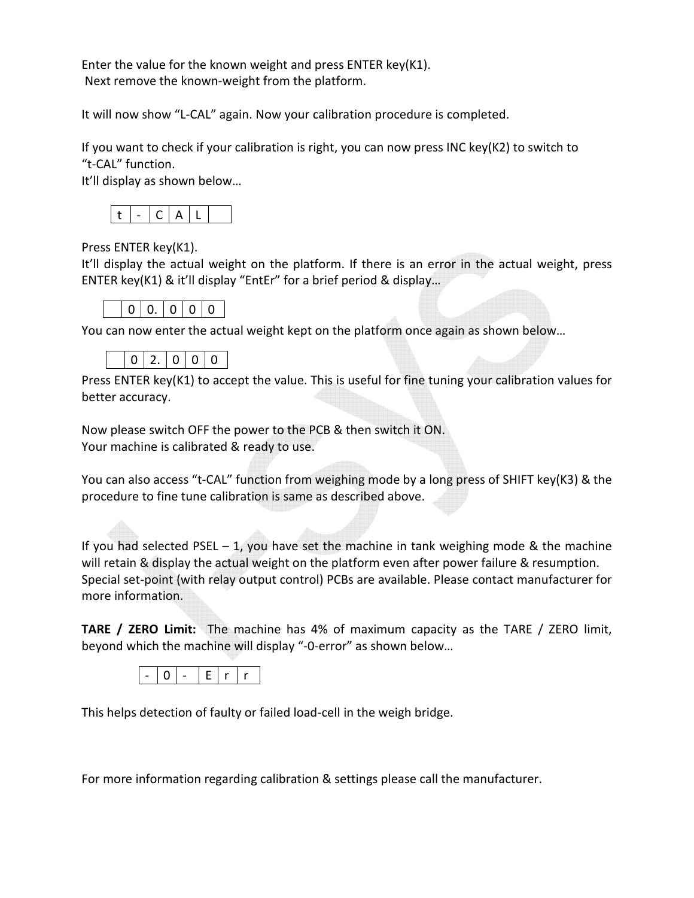Enter the value for the known weight and press ENTER key(K1).
Next remove the known-weight from the platform.

It will now show “L-CAL” again. Now your calibration procedure is completed.

If you want to check if your calibration is right, you can now press INC key(K2) to switch to “t-CAL” function.
It’ll display as shown below…

| t | - | C | A | L |  |
|---|---|---|---|---|---|

Press ENTER key(K1).
It’ll display the actual weight on the platform. If there is an error in the actual weight, press ENTER key(K1) & it’ll display “EntEr” for a brief period & display…

|  | 0 | 0. | 0 | 0 | 0 |
|---|---|---|---|---|---|

You can now enter the actual weight kept on the platform once again as shown below…

|  | 0 | 2. | 0 | 0 | 0 |
|---|---|---|---|---|---|

Press ENTER key(K1) to accept the value. This is useful for fine tuning your calibration values for better accuracy.

Now please switch OFF the power to the PCB & then switch it ON.
Your machine is calibrated & ready to use.

You can also access “t-CAL” function from weighing mode by a long press of SHIFT key(K3) & the procedure to fine tune calibration is same as described above.

If you had selected PSEL – 1, you have set the machine in tank weighing mode & the machine will retain & display the actual weight on the platform even after power failure & resumption.
Special set-point (with relay output control) PCBs are available. Please contact manufacturer for more information.

**TARE / ZERO Limit:** The machine has 4% of maximum capacity as the TARE / ZERO limit, beyond which the machine will display “-0-error” as shown below…

| - | 0 | - | E | r | r |
|---|---|---|---|---|---|

This helps detection of faulty or failed load-cell in the weigh bridge.

For more information regarding calibration & settings please call the manufacturer.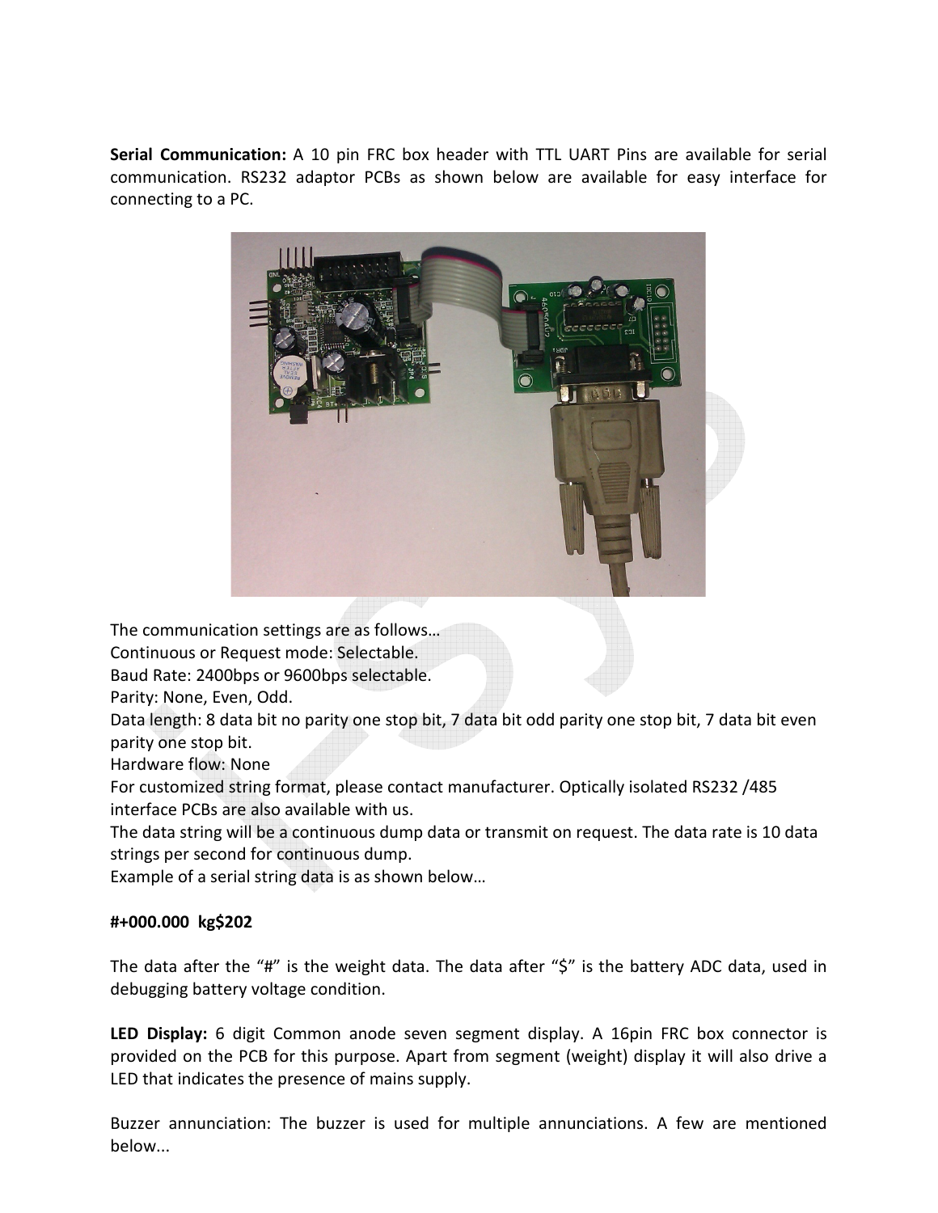**Serial Communication:** A 10 pin FRC box header with TTL UART Pins are available for serial communication. RS232 adaptor PCBs as shown below are available for easy interface for connecting to a PC.

The communication settings are as follows…
Continuous or Request mode: Selectable.
Baud Rate: 2400bps or 9600bps selectable.
Parity: None, Even, Odd.
Data length: 8 data bit no parity one stop bit, 7 data bit odd parity one stop bit, 7 data bit even parity one stop bit.
Hardware flow: None
For customized string format, please contact manufacturer. Optically isolated RS232 /485 interface PCBs are also available with us.
The data string will be a continuous dump data or transmit on request. The data rate is 10 data strings per second for continuous dump.
Example of a serial string data is as shown below…

**#+000.000 kg$202**

The data after the "#" is the weight data. The data after "$" is the battery ADC data, used in debugging battery voltage condition.

**LED Display:** 6 digit Common anode seven segment display. A 16pin FRC box connector is provided on the PCB for this purpose. Apart from segment (weight) display it will also drive a LED that indicates the presence of mains supply.

Buzzer annunciation: The buzzer is used for multiple annunciations. A few are mentioned below...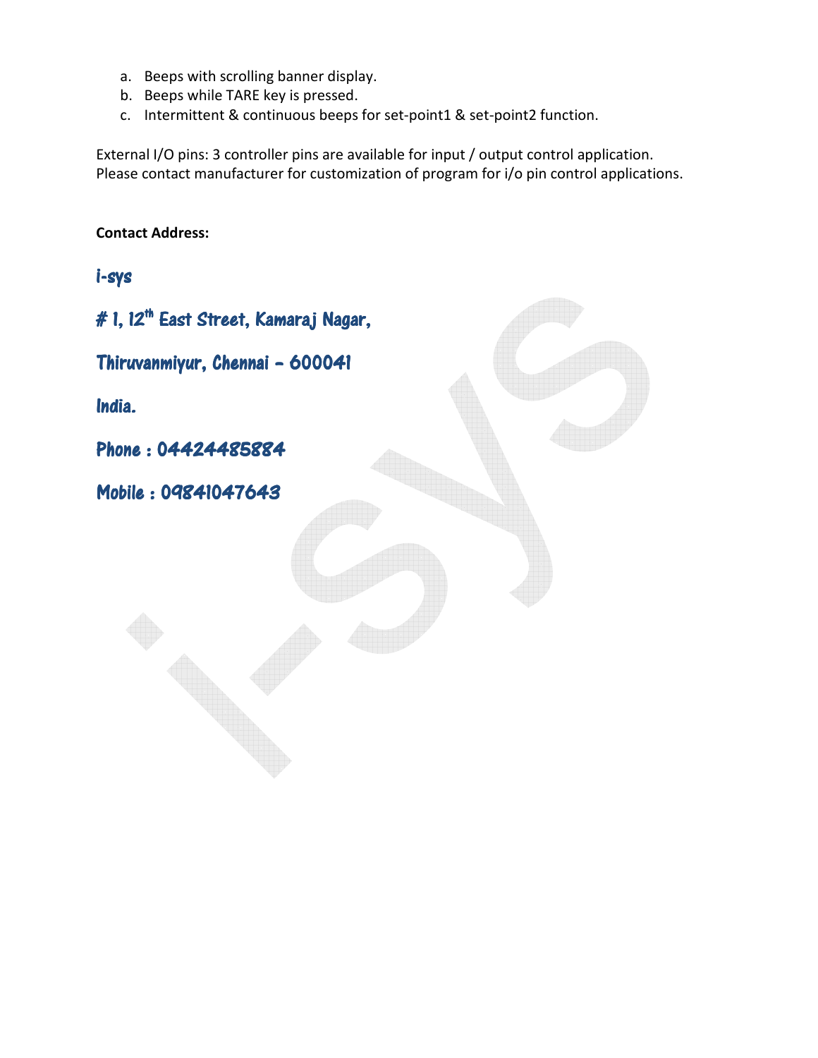a. Beeps with scrolling banner display.
b. Beeps while TARE key is pressed.
c. Intermittent & continuous beeps for set-point1 & set-point2 function.

External I/O pins: 3 controller pins are available for input / output control application. Please contact manufacturer for customization of program for i/o pin control applications.

**Contact Address:**

i-sys

# 1, 12th East Street, Kamaraj Nagar,

Thiruvanmiyur, Chennai – 600041

India.

Phone : 04424485884

Mobile : 09841047643